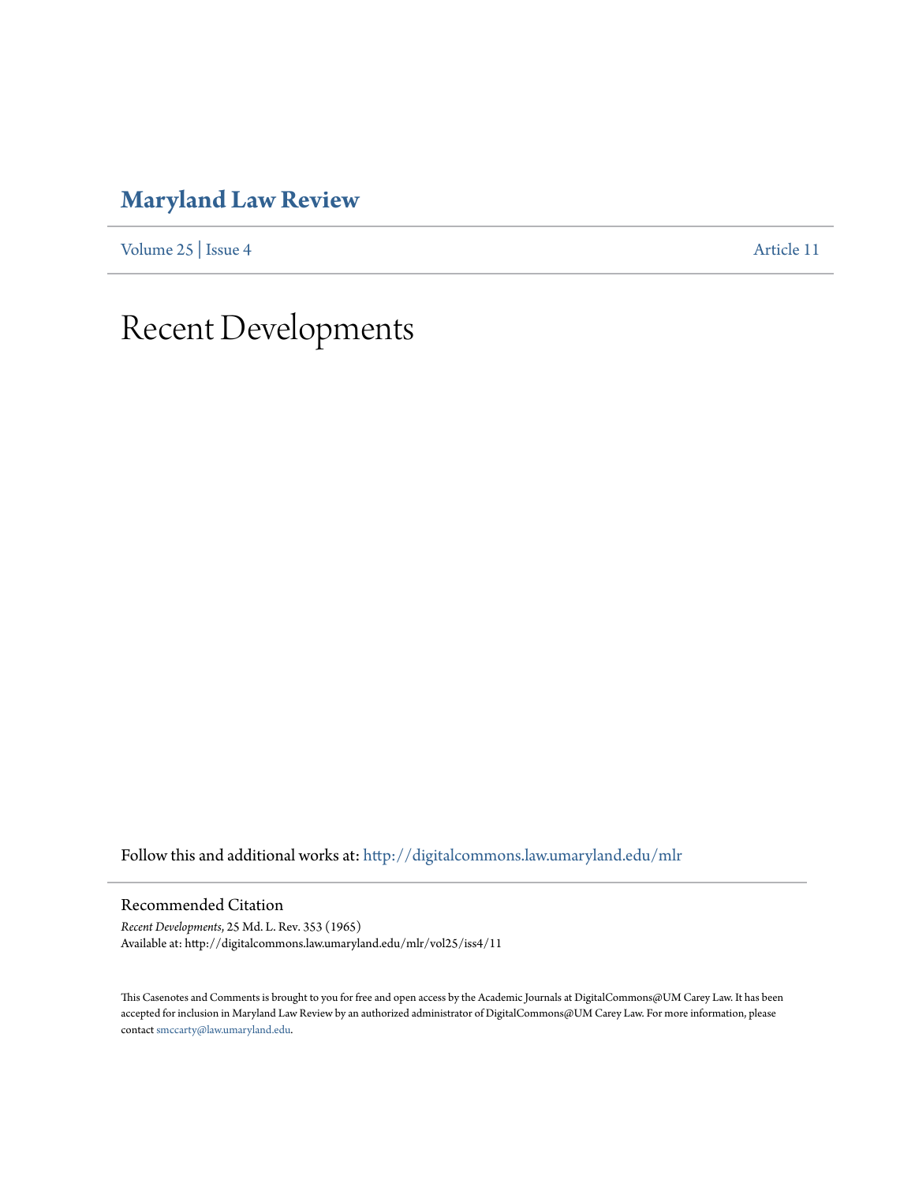# Maryland Law Review

Volume 25 | Issue 4 Article 11

# Recent Developments

Follow this and additional works at: http://digitalcommons.law.umaryland.edu/mlr

## Recommended Citation

*Recent Developments*, 25 Md. L. Rev. 353 (1965)
Available at: http://digitalcommons.law.umaryland.edu/mlr/vol25/iss4/11

This Casenotes and Comments is brought to you for free and open access by the Academic Journals at DigitalCommons@UM Carey Law. It has been accepted for inclusion in Maryland Law Review by an authorized administrator of DigitalCommons@UM Carey Law. For more information, please contact smccarty@law.umaryland.edu.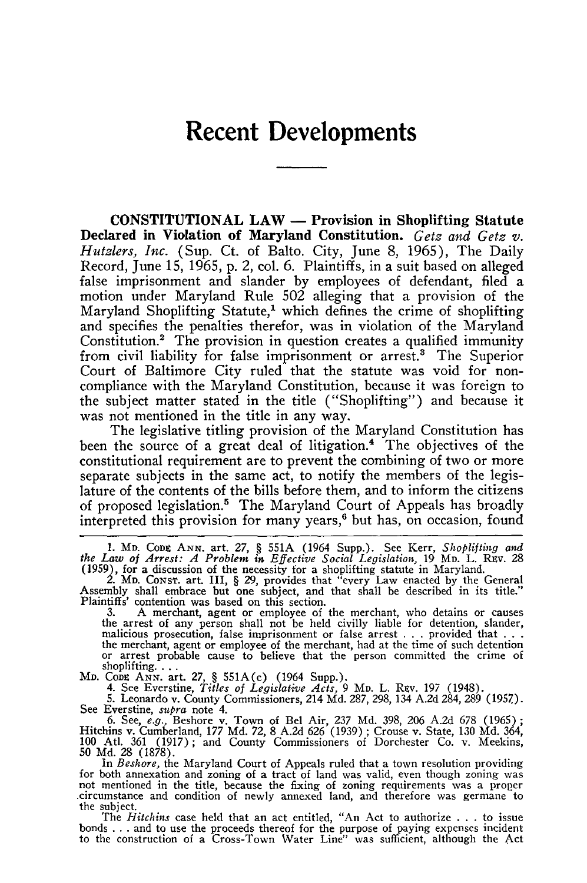# Recent Developments

**CONSTITUTIONAL LAW — Provision in Shoplifting Statute Declared in Violation of Maryland Constitution.** *Getz and Getz v. Hutzlers, Inc.* (Sup. Ct. of Balto. City, June 8, 1965), The Daily Record, June 15, 1965, p. 2, col. 6. Plaintiffs, in a suit based on alleged false imprisonment and slander by employees of defendant, filed a motion under Maryland Rule 502 alleging that a provision of the Maryland Shoplifting Statute,[1] which defines the crime of shoplifting and specifies the penalties therefor, was in violation of the Maryland Constitution.[2] The provision in question creates a qualified immunity from civil liability for false imprisonment or arrest.[3] The Superior Court of Baltimore City ruled that the statute was void for noncompliance with the Maryland Constitution, because it was foreign to the subject matter stated in the title ("Shoplifting") and because it was not mentioned in the title in any way.

The legislative titling provision of the Maryland Constitution has been the source of a great deal of litigation.[4] The objectives of the constitutional requirement are to prevent the combining of two or more separate subjects in the same act, to notify the members of the legislature of the contents of the bills before them, and to inform the citizens of proposed legislation.[5] The Maryland Court of Appeals has broadly interpreted this provision for many years,[6] but has, on occasion, found

---

1. MD. CODE ANN. art. 27, § 551A (1964 Supp.). See Kerr, *Shoplifting and the Law of Arrest: A Problem in Effective Social Legislation*, 19 MD. L. REV. 28 (1959), for a discussion of the necessity for a shoplifting statute in Maryland.

2. MD. CONST. art. III, § 29, provides that "every Law enacted by the General Assembly shall embrace but one subject, and that shall be described in its title." Plaintiffs' contention was based on this section.

3. A merchant, agent or employee of the merchant, who detains or causes the arrest of any person shall not be held civilly liable for detention, slander, malicious prosecution, false imprisonment or false arrest . . . provided that . . . the merchant, agent or employee of the merchant, had at the time of such detention or arrest probable cause to believe that the person committed the crime of shoplifting. . . .

MD. CODE ANN. art. 27, § 551A(c) (1964 Supp.).

4. See Everstine, *Titles of Legislative Acts*, 9 MD. L. REV. 197 (1948).

5. Leonardo v. County Commissioners, 214 Md. 287, 298, 134 A.2d 284, 289 (1957). See Everstine, *supra* note 4.

6. See, *e.g.*, Beshore v. Town of Bel Air, 237 Md. 398, 206 A.2d 678 (1965); Hitchins v. Cumberland, 177 Md. 72, 8 A.2d 626 (1939); Crouse v. State, 130 Md. 364, 100 Atl. 361 (1917); and County Commissioners of Dorchester Co. v. Meekins, 50 Md. 28 (1878).

In *Beshore*, the Maryland Court of Appeals ruled that a town resolution providing for both annexation and zoning of a tract of land was valid, even though zoning was not mentioned in the title, because the fixing of zoning requirements was a proper circumstance and condition of newly annexed land, and therefore was germane to the subject.

The *Hitchins* case held that an act entitled, "An Act to authorize . . . to issue bonds . . . and to use the proceeds thereof for the purpose of paying expenses incident to the construction of a Cross-Town Water Line" was sufficient, although the Act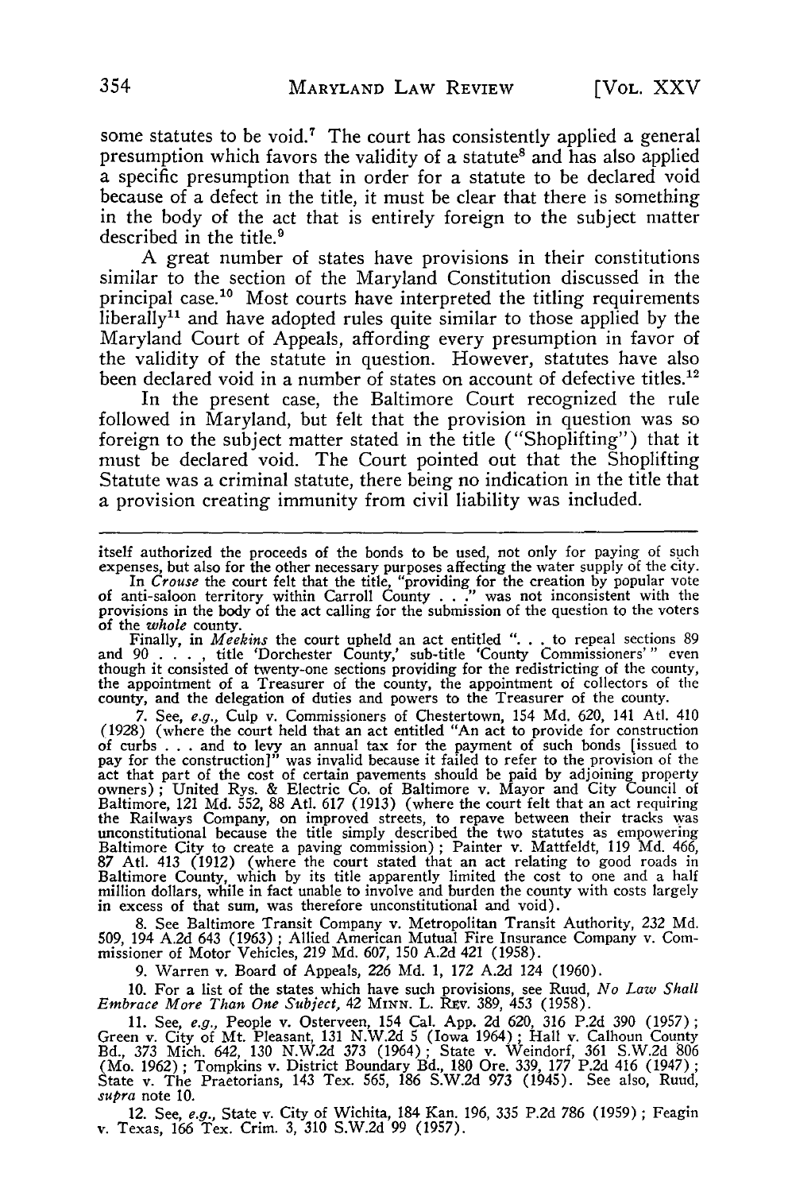some statutes to be void.[7] The court has consistently applied a general presumption which favors the validity of a statute[8] and has also applied a specific presumption that in order for a statute to be declared void because of a defect in the title, it must be clear that there is something in the body of the act that is entirely foreign to the subject matter described in the title.[9]

A great number of states have provisions in their constitutions similar to the section of the Maryland Constitution discussed in the principal case.[10] Most courts have interpreted the titling requirements liberally[11] and have adopted rules quite similar to those applied by the Maryland Court of Appeals, affording every presumption in favor of the validity of the statute in question. However, statutes have also been declared void in a number of states on account of defective titles.[12]

In the present case, the Baltimore Court recognized the rule followed in Maryland, but felt that the provision in question was so foreign to the subject matter stated in the title ("Shoplifting") that it must be declared void. The Court pointed out that the Shoplifting Statute was a criminal statute, there being no indication in the title that a provision creating immunity from civil liability was included.

---

itself authorized the proceeds of the bonds to be used, not only for paying of such expenses, but also for the other necessary purposes affecting the water supply of the city.

In *Crouse* the court felt that the title, "providing for the creation by popular vote of anti-saloon territory within Carroll County . . ." was not inconsistent with the provisions in the body of the act calling for the submission of the question to the voters of the *whole* county.

Finally, in *Meekins* the court upheld an act entitled ". . . to repeal sections 89 and 90 . . . , title 'Dorchester County,' sub-title 'County Commissioners'" even though it consisted of twenty-one sections providing for the redistricting of the county, the appointment of a Treasurer of the county, the appointment of collectors of the county, and the delegation of duties and powers to the Treasurer of the county.

7. See, *e.g.*, Culp v. Commissioners of Chestertown, 154 Md. 620, 141 Atl. 410 (1928) (where the court held that an act entitled "An act to provide for construction of curbs . . . and to levy an annual tax for the payment of such bonds [issued to pay for the construction]" was invalid because it failed to refer to the provision of the act that part of the cost of certain pavements should be paid by adjoining property owners); United Rys. & Electric Co. of Baltimore v. Mayor and City Council of Baltimore, 121 Md. 552, 88 Atl. 617 (1913) (where the court felt that an act requiring the Railways Company, on improved streets, to repave between their tracks was unconstitutional because the title simply described the two statutes as empowering Baltimore City to create a paving commission); Painter v. Mattfeldt, 119 Md. 466, 87 Atl. 413 (1912) (where the court stated that an act relating to good roads in Baltimore County, which by its title apparently limited the cost to one and a half million dollars, while in fact unable to involve and burden the county with costs largely in excess of that sum, was therefore unconstitutional and void).

8. See Baltimore Transit Company v. Metropolitan Transit Authority, 232 Md. 509, 194 A.2d 643 (1963); Allied American Mutual Fire Insurance Company v. Commissioner of Motor Vehicles, 219 Md. 607, 150 A.2d 421 (1958).

9. Warren v. Board of Appeals, 226 Md. 1, 172 A.2d 124 (1960).

10. For a list of the states which have such provisions, see Ruud, *No Law Shall Embrace More Than One Subject*, 42 MINN. L. REV. 389, 453 (1958).

11. See, *e.g.*, People v. Osterveen, 154 Cal. App. 2d 620, 316 P.2d 390 (1957); Green v. City of Mt. Pleasant, 131 N.W.2d 5 (Iowa 1964); Hall v. Calhoun County Bd., 373 Mich. 642, 130 N.W.2d 373 (1964); State v. Weindorf, 361 S.W.2d 806 (Mo. 1962); Tompkins v. District Boundary Bd., 180 Ore. 339, 177 P.2d 416 (1947); State v. The Praetorians, 143 Tex. 565, 186 S.W.2d 973 (1945). See also, Ruud, *supra* note 10.

12. See, *e.g.*, State v. City of Wichita, 184 Kan. 196, 335 P.2d 786 (1959); Feagin v. Texas, 166 Tex. Crim. 3, 310 S.W.2d 99 (1957).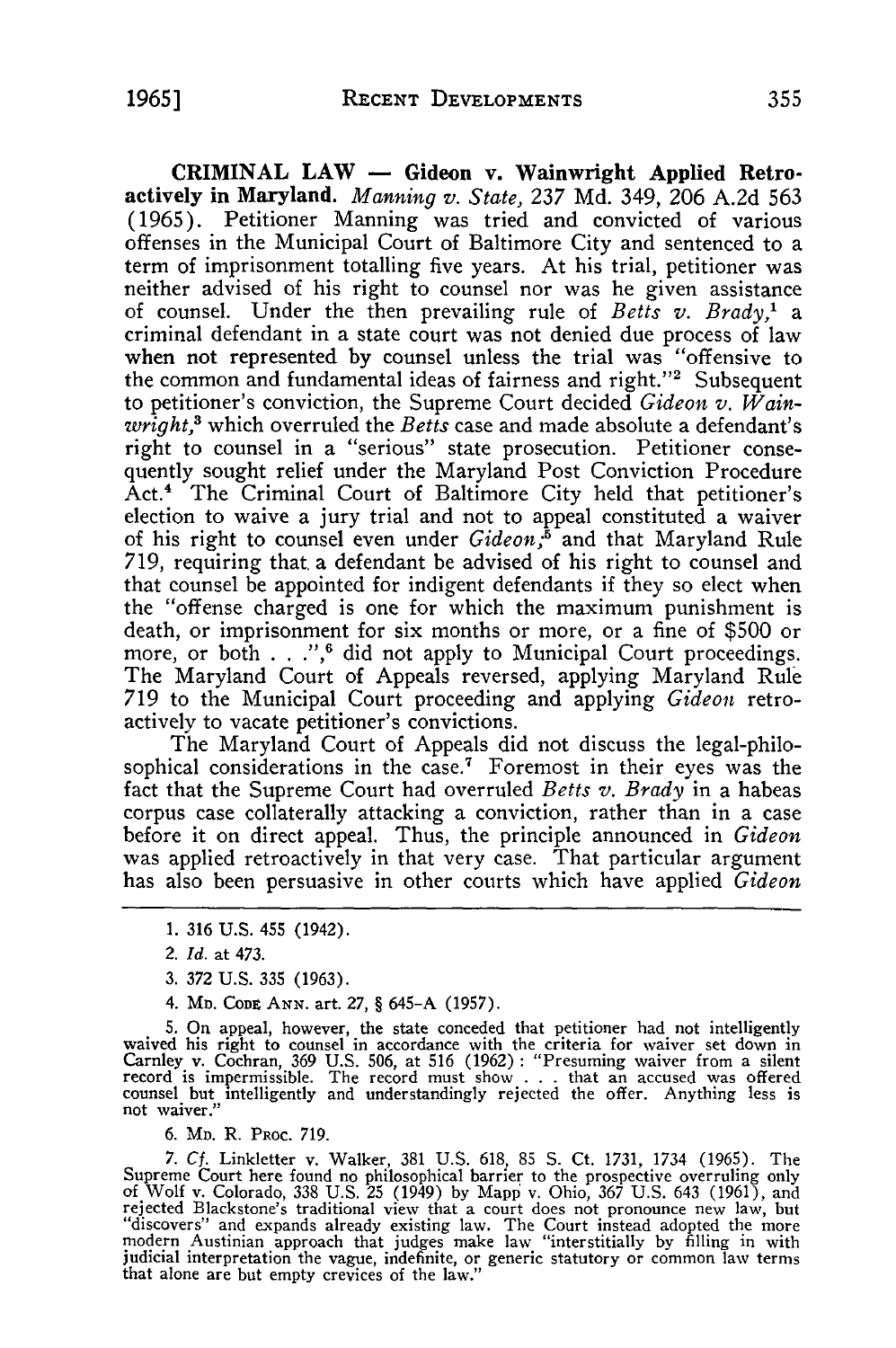**CRIMINAL LAW — Gideon v. Wainwright Applied Retroactively in Maryland.** *Manning v. State*, 237 Md. 349, 206 A.2d 563 (1965). Petitioner Manning was tried and convicted of various offenses in the Municipal Court of Baltimore City and sentenced to a term of imprisonment totalling five years. At his trial, petitioner was neither advised of his right to counsel nor was he given assistance of counsel. Under the then prevailing rule of *Betts v. Brady*,[1] a criminal defendant in a state court was not denied due process of law when not represented by counsel unless the trial was "offensive to the common and fundamental ideas of fairness and right."[2] Subsequent to petitioner's conviction, the Supreme Court decided *Gideon v. Wainwright*,[3] which overruled the *Betts* case and made absolute a defendant's right to counsel in a "serious" state prosecution. Petitioner consequently sought relief under the Maryland Post Conviction Procedure Act.[4] The Criminal Court of Baltimore City held that petitioner's election to waive a jury trial and not to appeal constituted a waiver of his right to counsel even under *Gideon*,[5] and that Maryland Rule 719, requiring that a defendant be advised of his right to counsel and that counsel be appointed for indigent defendants if they so elect when the "offense charged is one for which the maximum punishment is death, or imprisonment for six months or more, or a fine of $500 or more, or both . . .",[6] did not apply to Municipal Court proceedings. The Maryland Court of Appeals reversed, applying Maryland Rule 719 to the Municipal Court proceeding and applying *Gideon* retroactively to vacate petitioner's convictions.

The Maryland Court of Appeals did not discuss the legal-philosophical considerations in the case.[7] Foremost in their eyes was the fact that the Supreme Court had overruled *Betts v. Brady* in a habeas corpus case collaterally attacking a conviction, rather than in a case before it on direct appeal. Thus, the principle announced in *Gideon* was applied retroactively in that very case. That particular argument has also been persuasive in other courts which have applied *Gideon*

---

1. 316 U.S. 455 (1942).

2. *Id.* at 473.

3. 372 U.S. 335 (1963).

4. MD. CODE ANN. art. 27, § 645-A (1957).

5. On appeal, however, the state conceded that petitioner had not intelligently waived his right to counsel in accordance with the criteria for waiver set down in Carnley v. Cochran, 369 U.S. 506, at 516 (1962): "Presuming waiver from a silent record is impermissible. The record must show . . . that an accused was offered counsel but intelligently and understandingly rejected the offer. Anything less is not waiver."

6. MD. R. PROC. 719.

7. *Cf.* Linkletter v. Walker, 381 U.S. 618, 85 S. Ct. 1731, 1734 (1965). The Supreme Court here found no philosophical barrier to the prospective overruling only of Wolf v. Colorado, 338 U.S. 25 (1949) by Mapp v. Ohio, 367 U.S. 643 (1961), and rejected Blackstone's traditional view that a court does not pronounce new law, but "discovers" and expands already existing law. The Court instead adopted the more modern Austinian approach that judges make law "interstitially by filling in with judicial interpretation the vague, indefinite, or generic statutory or common law terms that alone are but empty crevices of the law."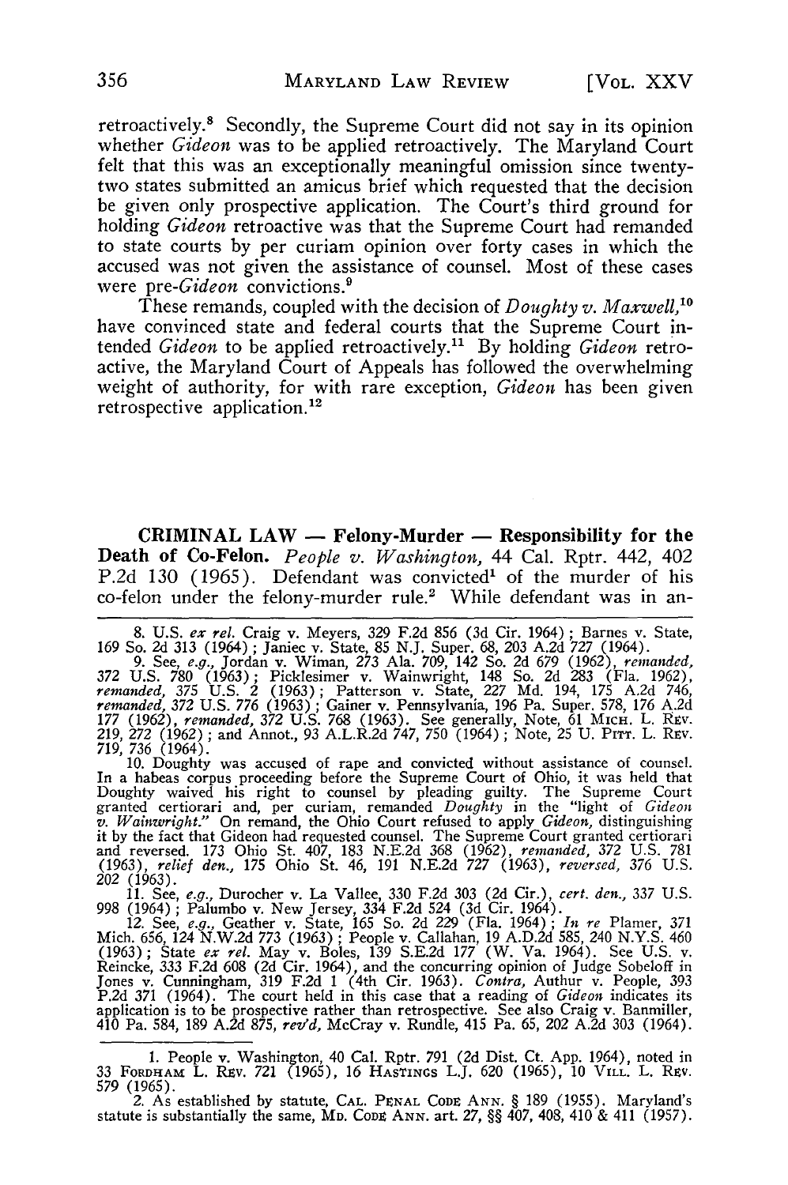retroactively.[8] Secondly, the Supreme Court did not say in its opinion whether *Gideon* was to be applied retroactively. The Maryland Court felt that this was an exceptionally meaningful omission since twenty-two states submitted an amicus brief which requested that the decision be given only prospective application. The Court's third ground for holding *Gideon* retroactive was that the Supreme Court had remanded to state courts by per curiam opinion over forty cases in which the accused was not given the assistance of counsel. Most of these cases were pre-*Gideon* convictions.[9]

These remands, coupled with the decision of *Doughty v. Maxwell*,[10] have convinced state and federal courts that the Supreme Court intended *Gideon* to be applied retroactively.[11] By holding *Gideon* retroactive, the Maryland Court of Appeals has followed the overwhelming weight of authority, for with rare exception, *Gideon* has been given retrospective application.[12]

**CRIMINAL LAW — Felony-Murder — Responsibility for the Death of Co-Felon.** *People v. Washington*, 44 Cal. Rptr. 442, 402 P.2d 130 (1965). Defendant was convicted[1] of the murder of his co-felon under the felony-murder rule.[2] While defendant was in an-

---

8. U.S. *ex rel.* Craig v. Meyers, 329 F.2d 856 (3d Cir. 1964); Barnes v. State, 169 So. 2d 313 (1964); Janiec v. State, 85 N.J. Super. 68, 203 A.2d 727 (1964).

9. See, *e.g.*, Jordan v. Wiman, 273 Ala. 709, 142 So. 2d 679 (1962), *remanded*, 372 U.S. 780 (1963); Picklesimer v. Wainwright, 148 So. 2d 283 (Fla. 1962), *remanded*, 375 U.S. 2 (1963); Patterson v. State, 227 Md. 194, 175 A.2d 746, *remanded*, 372 U.S. 776 (1963); Gainer v. Pennsylvania, 196 Pa. Super. 578, 176 A.2d 177 (1962), *remanded*, 372 U.S. 768 (1963). See generally, Note, 61 MICH. L. REV. 219, 272 (1962); and Annot., 93 A.L.R.2d 747, 750 (1964); Note, 25 U. PITT. L. REV. 719, 736 (1964).

10. Doughty was accused of rape and convicted without assistance of counsel. In a habeas corpus proceeding before the Supreme Court of Ohio, it was held that Doughty waived his right to counsel by pleading guilty. The Supreme Court granted certiorari and, per curiam, remanded *Doughty* in the "light of *Gideon v. Wainwright*." On remand, the Ohio Court refused to apply *Gideon*, distinguishing it by the fact that Gideon had requested counsel. The Supreme Court granted certiorari and reversed. 173 Ohio St. 407, 183 N.E.2d 368 (1962), *remanded*, 372 U.S. 781 (1963), *relief den.*, 175 Ohio St. 46, 191 N.E.2d 727 (1963), *reversed*, 376 U.S. 202 (1963).

11. See, *e.g.*, Durocher v. La Vallee, 330 F.2d 303 (2d Cir.), *cert. den.*, 337 U.S. 998 (1964); Palumbo v. New Jersey, 334 F.2d 524 (3d Cir. 1964).

12. See, *e.g.*, Geather v. State, 165 So. 2d 229 (Fla. 1964); *In re* Plamer, 371 Mich. 656, 124 N.W.2d 773 (1963); People v. Callahan, 19 A.D.2d 585, 240 N.Y.S. 460 (1963); State *ex rel.* May v. Boles, 139 S.E.2d 177 (W. Va. 1964). See U.S. v. Reincke, 333 F.2d 608 (2d Cir. 1964), and the concurring opinion of Judge Sobeloff in Jones v. Cunningham, 319 F.2d 1 (4th Cir. 1963). *Contra*, Authur v. People, 393 P.2d 371 (1964). The court held in this case that a reading of *Gideon* indicates its application is to be prospective rather than retrospective. See also Craig v. Banmiller, 410 Pa. 584, 189 A.2d 875, *rev'd*, McCray v. Rundle, 415 Pa. 65, 202 A.2d 303 (1964).

---

1. People v. Washington, 40 Cal. Rptr. 791 (2d Dist. Ct. App. 1964), noted in 33 FORDHAM L. REV. 721 (1965), 16 HASTINGS L.J. 620 (1965), 10 VILL. L. REV. 579 (1965).

2. As established by statute, CAL. PENAL CODE ANN. § 189 (1955). Maryland's statute is substantially the same, MD. CODE ANN. art. 27, §§ 407, 408, 410 & 411 (1957).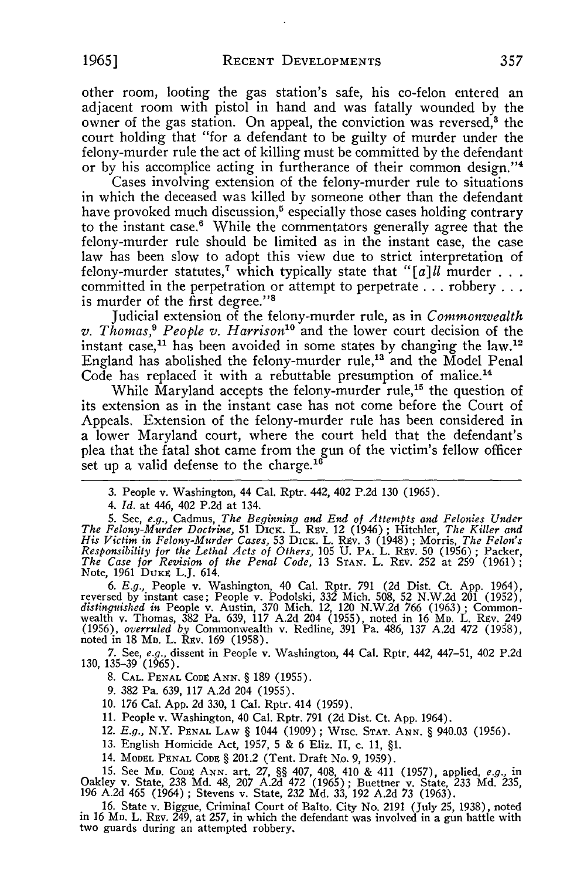other room, looting the gas station's safe, his co-felon entered an adjacent room with pistol in hand and was fatally wounded by the owner of the gas station. On appeal, the conviction was reversed,[3] the court holding that "for a defendant to be guilty of murder under the felony-murder rule the act of killing must be committed by the defendant or by his accomplice acting in furtherance of their common design."[4]

Cases involving extension of the felony-murder rule to situations in which the deceased was killed by someone other than the defendant have provoked much discussion,[5] especially those cases holding contrary to the instant case.[6] While the commentators generally agree that the felony-murder rule should be limited as in the instant case, the case law has been slow to adopt this view due to strict interpretation of felony-murder statutes,[7] which typically state that "[a]ll murder . . . committed in the perpetration or attempt to perpetrate . . . robbery . . . is murder of the first degree."[8]

Judicial extension of the felony-murder rule, as in *Commonwealth v. Thomas*,[9] *People v. Harrison*[10] and the lower court decision of the instant case,[11] has been avoided in some states by changing the law.[12] England has abolished the felony-murder rule,[13] and the Model Penal Code has replaced it with a rebuttable presumption of malice.[14]

While Maryland accepts the felony-murder rule,[15] the question of its extension as in the instant case has not come before the Court of Appeals. Extension of the felony-murder rule has been considered in a lower Maryland court, where the court held that the defendant's plea that the fatal shot came from the gun of the victim's fellow officer set up a valid defense to the charge.[16]

---

3. People v. Washington, 44 Cal. Rptr. 442, 402 P.2d 130 (1965).

4. *Id.* at 446, 402 P.2d at 134.

5. See, *e.g.*, Cadmus, *The Beginning and End of Attempts and Felonies Under The Felony-Murder Doctrine*, 51 DICK. L. REV. 12 (1946); Hitchler, *The Killer and His Victim in Felony-Murder Cases*, 53 DICK. L. REV. 3 (1948); Morris, *The Felon's Responsibility for the Lethal Acts of Others*, 105 U. PA. L. REV. 50 (1956); Packer, *The Case for Revision of the Penal Code*, 13 STAN. L. REV. 252 at 259 (1961); Note, 1961 DUKE L.J. 614.

6. *E.g.*, People v. Washington, 40 Cal. Rptr. 791 (2d Dist. Ct. App. 1964), reversed by instant case; People v. Podolski, 332 Mich. 508, 52 N.W.2d 201 (1952), *distinguished in* People v. Austin, 370 Mich. 12, 120 N.W.2d 766 (1963); Commonwealth v. Thomas, 382 Pa. 639, 117 A.2d 204 (1955), noted in 16 MD. L. REV. 249 (1956), *overruled by* Commonwealth v. Redline, 391 Pa. 486, 137 A.2d 472 (1958), noted in 18 MD. L. REV. 169 (1958).

7. See, *e.g.*, dissent in People v. Washington, 44 Cal. Rptr. 442, 447-51, 402 P.2d 130, 135-39 (1965).

8. CAL. PENAL CODE ANN. § 189 (1955).

9. 382 Pa. 639, 117 A.2d 204 (1955).

10. 176 Cal. App. 2d 330, 1 Cal. Rptr. 414 (1959).

11. People v. Washington, 40 Cal. Rptr. 791 (2d Dist. Ct. App. 1964).

12. *E.g.*, N.Y. PENAL LAW § 1044 (1909); WISC. STAT. ANN. § 940.03 (1956).

13. English Homicide Act, 1957, 5 & 6 Eliz. II, c. 11, §1.

14. MODEL PENAL CODE § 201.2 (Tent. Draft No. 9, 1959).

15. See MD. CODE ANN. art. 27, §§ 407, 408, 410 & 411 (1957), applied, *e.g.*, in Oakley v. State, 238 Md. 48, 207 A.2d 472 (1965); Buettner v. State, 233 Md. 235, 196 A.2d 465 (1964); Stevens v. State, 232 Md. 33, 192 A.2d 73 (1963).

16. State v. Biggue, Criminal Court of Balto. City No. 2191 (July 25, 1938), noted in 16 MD. L. REV. 249, at 257, in which the defendant was involved in a gun battle with two guards during an attempted robbery.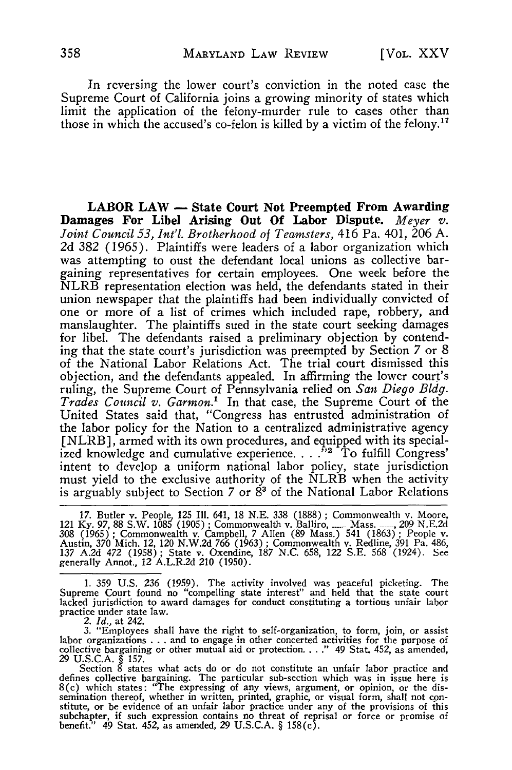In reversing the lower court's conviction in the noted case the Supreme Court of California joins a growing minority of states which limit the application of the felony-murder rule to cases other than those in which the accused's co-felon is killed by a victim of the felony.[17]

**LABOR LAW — State Court Not Preempted From Awarding Damages For Libel Arising Out Of Labor Dispute.** *Meyer v. Joint Council 53, Int'l. Brotherhood of Teamsters*, 416 Pa. 401, 206 A. 2d 382 (1965). Plaintiffs were leaders of a labor organization which was attempting to oust the defendant local unions as collective bargaining representatives for certain employees. One week before the NLRB representation election was held, the defendants stated in their union newspaper that the plaintiffs had been individually convicted of one or more of a list of crimes which included rape, robbery, and manslaughter. The plaintiffs sued in the state court seeking damages for libel. The defendants raised a preliminary objection by contending that the state court's jurisdiction was preempted by Section 7 or 8 of the National Labor Relations Act. The trial court dismissed this objection, and the defendants appealed. In affirming the lower court's ruling, the Supreme Court of Pennsylvania relied on *San Diego Bldg. Trades Council v. Garmon.*[1] In that case, the Supreme Court of the United States said that, "Congress has entrusted administration of the labor policy for the Nation to a centralized administrative agency [NLRB], armed with its own procedures, and equipped with its specialized knowledge and cumulative experience. . . ."[2] To fulfill Congress' intent to develop a uniform national labor policy, state jurisdiction must yield to the exclusive authority of the NLRB when the activity is arguably subject to Section 7 or 8[3] of the National Labor Relations

---

17. Butler v. People, 125 Ill. 641, 18 N.E. 338 (1888); Commonwealth v. Moore, 121 Ky. 97, 88 S.W. 1085 (1905); Commonwealth v. Balliro, ___ Mass. ___, 209 N.E.2d 308 (1965); Commonwealth v. Campbell, 7 Allen (89 Mass.) 541 (1863); People v. Austin, 370 Mich. 12, 120 N.W.2d 766 (1963); Commonwealth v. Redline, 391 Pa. 486, 137 A.2d 472 (1958); State v. Oxendine, 187 N.C. 658, 122 S.E. 568 (1924). See generally Annot., 12 A.L.R.2d 210 (1950).

1. 359 U.S. 236 (1959). The activity involved was peaceful picketing. The Supreme Court found no "compelling state interest" and held that the state court lacked jurisdiction to award damages for conduct constituting a tortious unfair labor practice under state law.

2. *Id.*, at 242.

3. "Employees shall have the right to self-organization, to form, join, or assist labor organizations . . . and to engage in other concerted activities for the purpose of collective bargaining or other mutual aid or protection. . . ." 49 Stat. 452, as amended, 29 U.S.C.A. § 157.

Section 8 states what acts do or do not constitute an unfair labor practice and defines collective bargaining. The particular sub-section which was in issue here is 8(c) which states: "The expressing of any views, argument, or opinion, or the dissemination thereof, whether in written, printed, graphic, or visual form, shall not constitute, or be evidence of an unfair labor practice under any of the provisions of this subchapter, if such expression contains no threat of reprisal or force or promise of benefit." 49 Stat. 452, as amended, 29 U.S.C.A. § 158(c).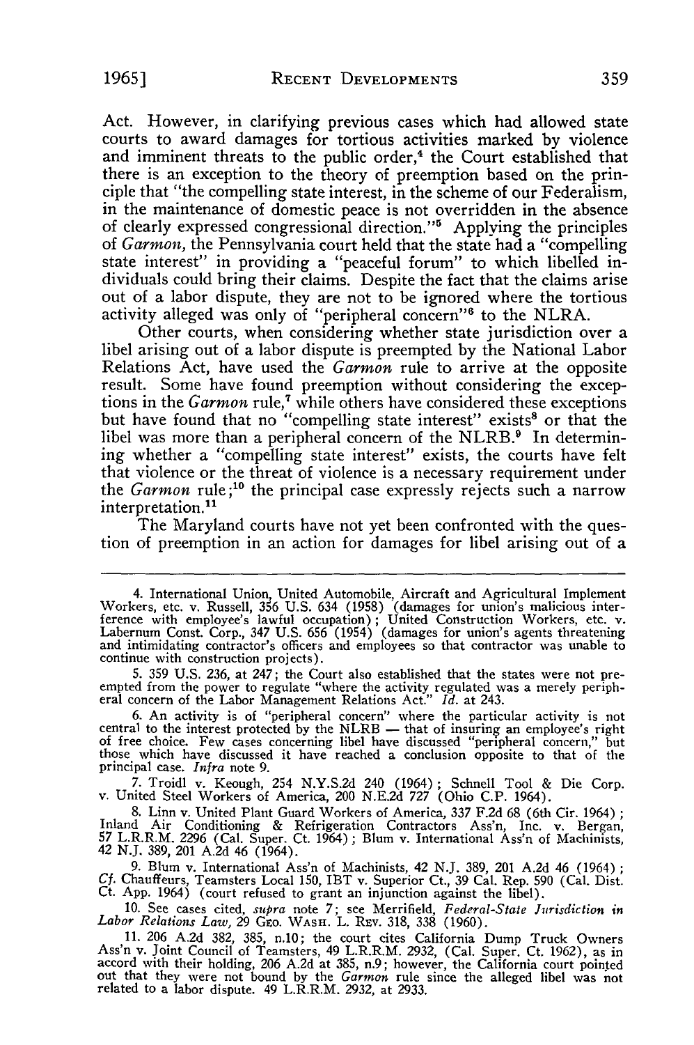Act. However, in clarifying previous cases which had allowed state courts to award damages for tortious activities marked by violence and imminent threats to the public order,[4] the Court established that there is an exception to the theory of preemption based on the principle that "the compelling state interest, in the scheme of our Federalism, in the maintenance of domestic peace is not overridden in the absence of clearly expressed congressional direction."[5] Applying the principles of *Garmon*, the Pennsylvania court held that the state had a "compelling state interest" in providing a "peaceful forum" to which libelled individuals could bring their claims. Despite the fact that the claims arise out of a labor dispute, they are not to be ignored where the tortious activity alleged was only of "peripheral concern"[6] to the NLRA.

Other courts, when considering whether state jurisdiction over a libel arising out of a labor dispute is preempted by the National Labor Relations Act, have used the *Garmon* rule to arrive at the opposite result. Some have found preemption without considering the exceptions in the *Garmon* rule,[7] while others have considered these exceptions but have found that no "compelling state interest" exists[8] or that the libel was more than a peripheral concern of the NLRB.[9] In determining whether a "compelling state interest" exists, the courts have felt that violence or the threat of violence is a necessary requirement under the *Garmon* rule;[10] the principal case expressly rejects such a narrow interpretation.[11]

The Maryland courts have not yet been confronted with the question of preemption in an action for damages for libel arising out of a

---

4. International Union, United Automobile, Aircraft and Agricultural Implement Workers, etc. v. Russell, 356 U.S. 634 (1958) (damages for union's malicious interference with employee's lawful occupation); United Construction Workers, etc. v. Labernum Const. Corp., 347 U.S. 656 (1954) (damages for union's agents threatening and intimidating contractor's officers and employees so that contractor was unable to continue with construction projects).

5. 359 U.S. 236, at 247; the Court also established that the states were not preempted from the power to regulate "where the activity regulated was a merely peripheral concern of the Labor Management Relations Act." *Id.* at 243.

6. An activity is of "peripheral concern" where the particular activity is not central to the interest protected by the NLRB — that of insuring an employee's right of free choice. Few cases concerning libel have discussed "peripheral concern," but those which have discussed it have reached a conclusion opposite to that of the principal case. *Infra* note 9.

7. Troidl v. Keough, 254 N.Y.S.2d 240 (1964); Schnell Tool & Die Corp. v. United Steel Workers of America, 200 N.E.2d 727 (Ohio C.P. 1964).

8. Linn v. United Plant Guard Workers of America, 337 F.2d 68 (6th Cir. 1964); Inland Air Conditioning & Refrigeration Contractors Ass'n, Inc. v. Bergan, 57 L.R.R.M. 2296 (Cal. Super. Ct. 1964); Blum v. International Ass'n of Machinists, 42 N.J. 389, 201 A.2d 46 (1964).

9. Blum v. International Ass'n of Machinists, 42 N.J. 389, 201 A.2d 46 (1964); *Cf.* Chauffeurs, Teamsters Local 150, IBT v. Superior Ct., 39 Cal. Rep. 590 (Cal. Dist. Ct. App. 1964) (court refused to grant an injunction against the libel).

10. See cases cited, *supra* note 7; see Merrifield, *Federal-State Jurisdiction in Labor Relations Law*, 29 Geo. Wash. L. Rev. 318, 338 (1960).

11. 206 A.2d 382, 385, n.10; the court cites California Dump Truck Owners Ass'n v. Joint Council of Teamsters, 49 L.R.R.M. 2932, (Cal. Super. Ct. 1962), as in accord with their holding, 206 A.2d at 385, n.9; however, the California court pointed out that they were not bound by the *Garmon* rule since the alleged libel was not related to a labor dispute. 49 L.R.R.M. 2932, at 2933.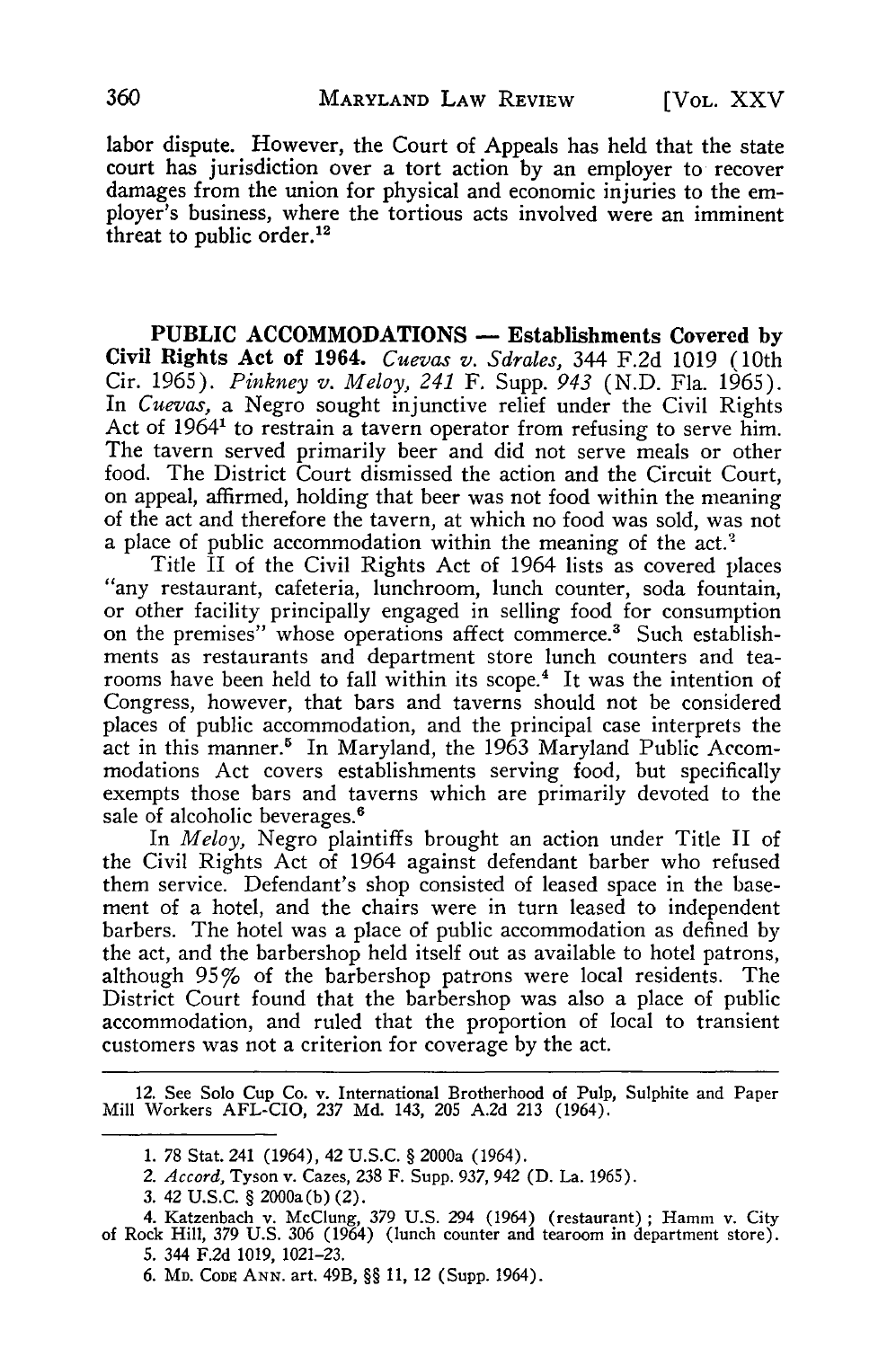labor dispute. However, the Court of Appeals has held that the state court has jurisdiction over a tort action by an employer to recover damages from the union for physical and economic injuries to the employer's business, where the tortious acts involved were an imminent threat to public order.[12]

**PUBLIC ACCOMMODATIONS — Establishments Covered by Civil Rights Act of 1964.** *Cuevas v. Sdrales,* 344 F.2d 1019 (10th Cir. 1965). *Pinkney v. Meloy, 241* F. Supp. *943* (N.D. Fla. 1965). In *Cuevas,* a Negro sought injunctive relief under the Civil Rights Act of 1964[1] to restrain a tavern operator from refusing to serve him. The tavern served primarily beer and did not serve meals or other food. The District Court dismissed the action and the Circuit Court, on appeal, affirmed, holding that beer was not food within the meaning of the act and therefore the tavern, at which no food was sold, was not a place of public accommodation within the meaning of the act.[2]

Title II of the Civil Rights Act of 1964 lists as covered places "any restaurant, cafeteria, lunchroom, lunch counter, soda fountain, or other facility principally engaged in selling food for consumption on the premises" whose operations affect commerce.[3] Such establishments as restaurants and department store lunch counters and tearooms have been held to fall within its scope.[4] It was the intention of Congress, however, that bars and taverns should not be considered places of public accommodation, and the principal case interprets the act in this manner.[5] In Maryland, the 1963 Maryland Public Accommodations Act covers establishments serving food, but specifically exempts those bars and taverns which are primarily devoted to the sale of alcoholic beverages.[6]

In *Meloy,* Negro plaintiffs brought an action under Title II of the Civil Rights Act of 1964 against defendant barber who refused them service. Defendant's shop consisted of leased space in the basement of a hotel, and the chairs were in turn leased to independent barbers. The hotel was a place of public accommodation as defined by the act, and the barbershop held itself out as available to hotel patrons, although 95% of the barbershop patrons were local residents. The District Court found that the barbershop was also a place of public accommodation, and ruled that the proportion of local to transient customers was not a criterion for coverage by the act.

---

12. See Solo Cup Co. v. International Brotherhood of Pulp, Sulphite and Paper Mill Workers AFL-CIO, 237 Md. 143, 205 A.2d 213 (1964).

---

1. 78 Stat. 241 (1964), 42 U.S.C. § 2000a (1964).
2. *Accord,* Tyson v. Cazes, 238 F. Supp. 937, 942 (D. La. 1965).
3. 42 U.S.C. § 2000a(b)(2).
4. Katzenbach v. McClung, 379 U.S. 294 (1964) (restaurant); Hamm v. City of Rock Hill, 379 U.S. 306 (1964) (lunch counter and tearoom in department store).
5. 344 F.2d 1019, 1021-23.
6. MD. CODE ANN. art. 49B, §§ 11, 12 (Supp. 1964).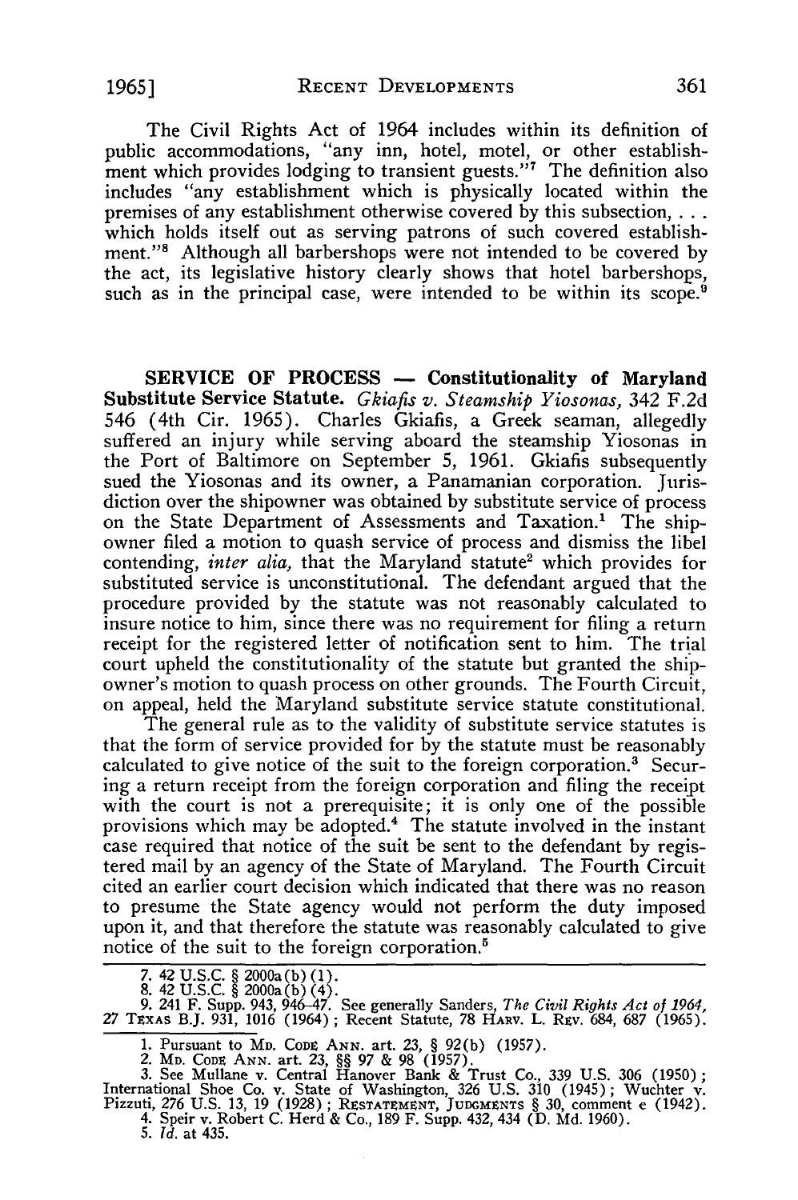The Civil Rights Act of 1964 includes within its definition of public accommodations, "any inn, hotel, motel, or other establishment which provides lodging to transient guests."[7] The definition also includes "any establishment which is physically located within the premises of any establishment otherwise covered by this subsection, . . . which holds itself out as serving patrons of such covered establishment."[8] Although all barbershops were not intended to be covered by the act, its legislative history clearly shows that hotel barbershops, such as in the principal case, were intended to be within its scope.[9]

**SERVICE OF PROCESS — Constitutionality of Maryland Substitute Service Statute.** *Gkiafis v. Steamship Yiosonas*, 342 F.2d 546 (4th Cir. 1965). Charles Gkiafis, a Greek seaman, allegedly suffered an injury while serving aboard the steamship Yiosonas in the Port of Baltimore on September 5, 1961. Gkiafis subsequently sued the Yiosonas and its owner, a Panamanian corporation. Jurisdiction over the shipowner was obtained by substitute service of process on the State Department of Assessments and Taxation.[1] The shipowner filed a motion to quash service of process and dismiss the libel contending, *inter alia*, that the Maryland statute[2] which provides for substituted service is unconstitutional. The defendant argued that the procedure provided by the statute was not reasonably calculated to insure notice to him, since there was no requirement for filing a return receipt for the registered letter of notification sent to him. The trial court upheld the constitutionality of the statute but granted the shipowner's motion to quash process on other grounds. The Fourth Circuit, on appeal, held the Maryland substitute service statute constitutional.

The general rule as to the validity of substitute service statutes is that the form of service provided for by the statute must be reasonably calculated to give notice of the suit to the foreign corporation.[3] Securing a return receipt from the foreign corporation and filing the receipt with the court is not a prerequisite; it is only one of the possible provisions which may be adopted.[4] The statute involved in the instant case required that notice of the suit be sent to the defendant by registered mail by an agency of the State of Maryland. The Fourth Circuit cited an earlier court decision which indicated that there was no reason to presume the State agency would not perform the duty imposed upon it, and that therefore the statute was reasonably calculated to give notice of the suit to the foreign corporation.[5]

---

7. 42 U.S.C. § 2000a(b)(1).
8. 42 U.S.C. § 2000a(b)(4).
9. 241 F. Supp. 943, 946–47. See generally Sanders, *The Civil Rights Act of 1964*, 27 TEXAS B.J. 931, 1016 (1964); Recent Statute, 78 HARV. L. REV. 684, 687 (1965).

---

1. Pursuant to MD. CODE ANN. art. 23, § 92(b) (1957).
2. MD. CODE ANN. art. 23, §§ 97 & 98 (1957).
3. See Mullane v. Central Hanover Bank & Trust Co., 339 U.S. 306 (1950); International Shoe Co. v. State of Washington, 326 U.S. 310 (1945); Wuchter v. Pizzuti, 276 U.S. 13, 19 (1928); RESTATEMENT, JUDGMENTS § 30, comment e (1942).
4. Speir v. Robert C. Herd & Co., 189 F. Supp. 432, 434 (D. Md. 1960).
5. *Id.* at 435.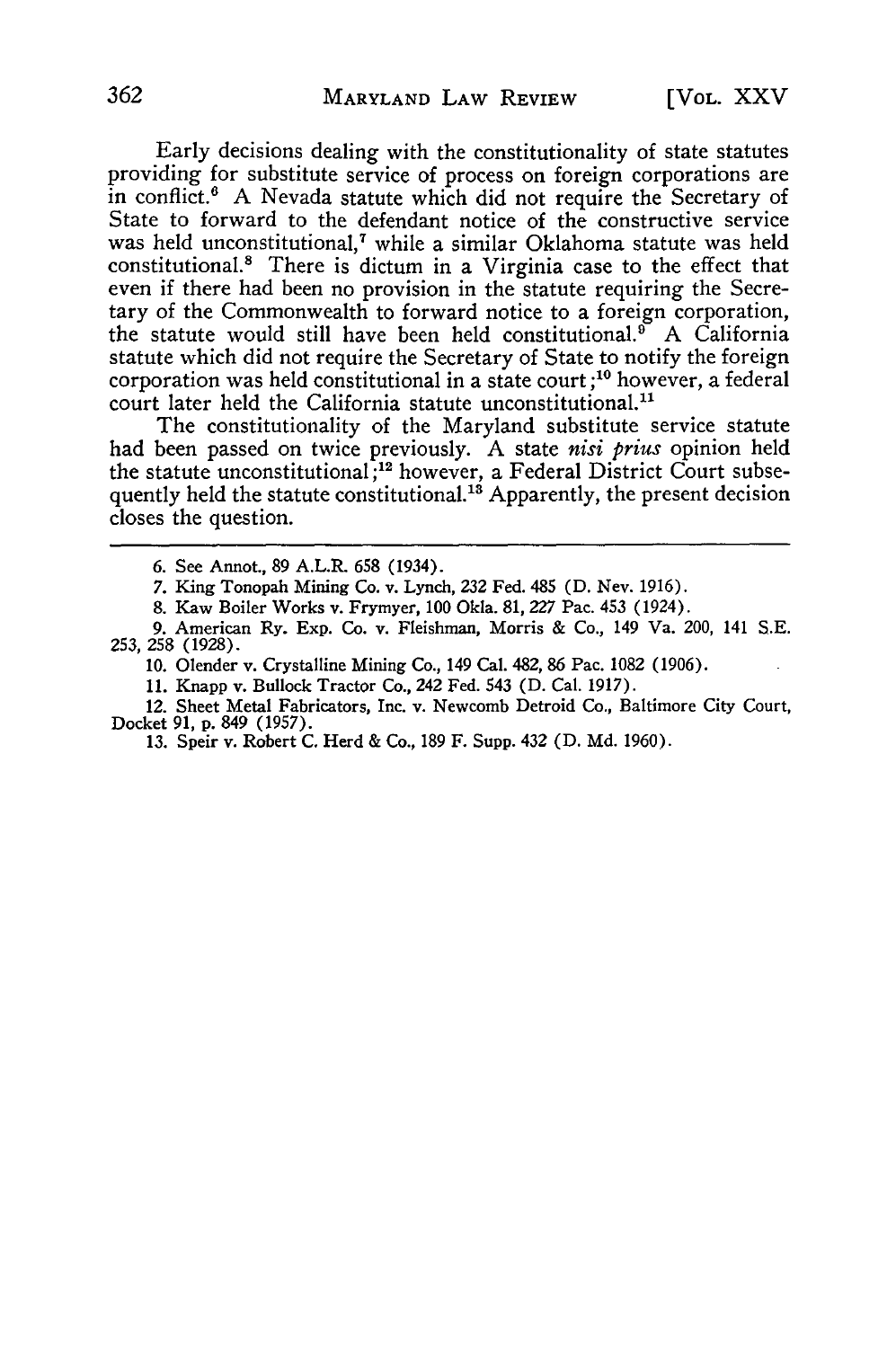Early decisions dealing with the constitutionality of state statutes providing for substitute service of process on foreign corporations are in conflict.[6] A Nevada statute which did not require the Secretary of State to forward to the defendant notice of the constructive service was held unconstitutional,[7] while a similar Oklahoma statute was held constitutional.[8] There is dictum in a Virginia case to the effect that even if there had been no provision in the statute requiring the Secretary of the Commonwealth to forward notice to a foreign corporation, the statute would still have been held constitutional.[9] A California statute which did not require the Secretary of State to notify the foreign corporation was held constitutional in a state court;[10] however, a federal court later held the California statute unconstitutional.[11]

The constitutionality of the Maryland substitute service statute had been passed on twice previously. A state *nisi prius* opinion held the statute unconstitutional;[12] however, a Federal District Court subsequently held the statute constitutional.[13] Apparently, the present decision closes the question.

---

6. See Annot., 89 A.L.R. 658 (1934).

7. King Tonopah Mining Co. v. Lynch, 232 Fed. 485 (D. Nev. 1916).

8. Kaw Boiler Works v. Frymyer, 100 Okla. 81, 227 Pac. 453 (1924).

9. American Ry. Exp. Co. v. Fleishman, Morris & Co., 149 Va. 200, 141 S.E. 253, 258 (1928).

10. Olender v. Crystalline Mining Co., 149 Cal. 482, 86 Pac. 1082 (1906).

11. Knapp v. Bullock Tractor Co., 242 Fed. 543 (D. Cal. 1917).

12. Sheet Metal Fabricators, Inc. v. Newcomb Detroid Co., Baltimore City Court, Docket 91, p. 849 (1957).

13. Speir v. Robert C. Herd & Co., 189 F. Supp. 432 (D. Md. 1960).